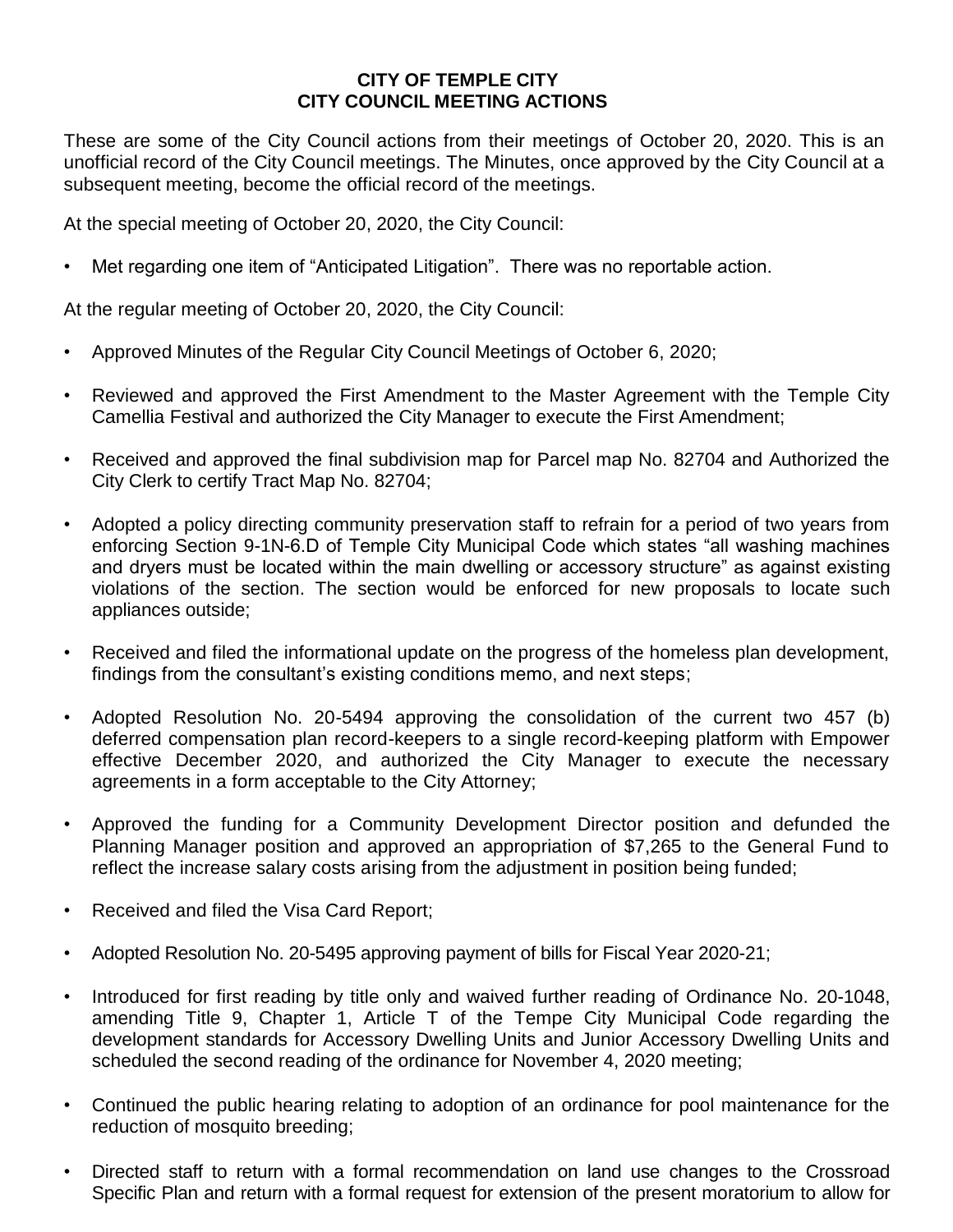**CITY OF TEMPLE CITY**
**CITY COUNCIL MEETING ACTIONS**

These are some of the City Council actions from their meetings of October 20, 2020. This is an unofficial record of the City Council meetings. The Minutes, once approved by the City Council at a subsequent meeting, become the official record of the meetings.

At the special meeting of October 20, 2020, the City Council:

- Met regarding one item of "Anticipated Litigation". There was no reportable action.

At the regular meeting of October 20, 2020, the City Council:

- Approved Minutes of the Regular City Council Meetings of October 6, 2020;
- Reviewed and approved the First Amendment to the Master Agreement with the Temple City Camellia Festival and authorized the City Manager to execute the First Amendment;
- Received and approved the final subdivision map for Parcel map No. 82704 and Authorized the City Clerk to certify Tract Map No. 82704;
- Adopted a policy directing community preservation staff to refrain for a period of two years from enforcing Section 9-1N-6.D of Temple City Municipal Code which states "all washing machines and dryers must be located within the main dwelling or accessory structure" as against existing violations of the section. The section would be enforced for new proposals to locate such appliances outside;
- Received and filed the informational update on the progress of the homeless plan development, findings from the consultant's existing conditions memo, and next steps;
- Adopted Resolution No. 20-5494 approving the consolidation of the current two 457 (b) deferred compensation plan record-keepers to a single record-keeping platform with Empower effective December 2020, and authorized the City Manager to execute the necessary agreements in a form acceptable to the City Attorney;
- Approved the funding for a Community Development Director position and defunded the Planning Manager position and approved an appropriation of $7,265 to the General Fund to reflect the increase salary costs arising from the adjustment in position being funded;
- Received and filed the Visa Card Report;
- Adopted Resolution No. 20-5495 approving payment of bills for Fiscal Year 2020-21;
- Introduced for first reading by title only and waived further reading of Ordinance No. 20-1048, amending Title 9, Chapter 1, Article T of the Tempe City Municipal Code regarding the development standards for Accessory Dwelling Units and Junior Accessory Dwelling Units and scheduled the second reading of the ordinance for November 4, 2020 meeting;
- Continued the public hearing relating to adoption of an ordinance for pool maintenance for the reduction of mosquito breeding;
- Directed staff to return with a formal recommendation on land use changes to the Crossroad Specific Plan and return with a formal request for extension of the present moratorium to allow for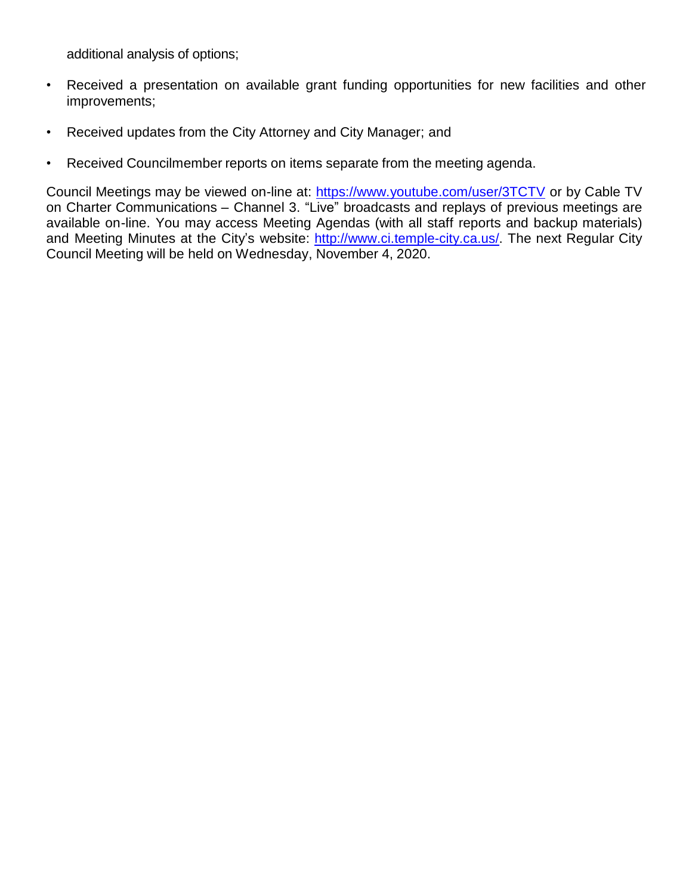additional analysis of options;

- Received a presentation on available grant funding opportunities for new facilities and other improvements;
- Received updates from the City Attorney and City Manager; and
- Received Councilmember reports on items separate from the meeting agenda.

Council Meetings may be viewed on-line at: https://www.youtube.com/user/3TCTV or by Cable TV on Charter Communications – Channel 3. "Live" broadcasts and replays of previous meetings are available on-line. You may access Meeting Agendas (with all staff reports and backup materials) and Meeting Minutes at the City's website: http://www.ci.temple-city.ca.us/. The next Regular City Council Meeting will be held on Wednesday, November 4, 2020.